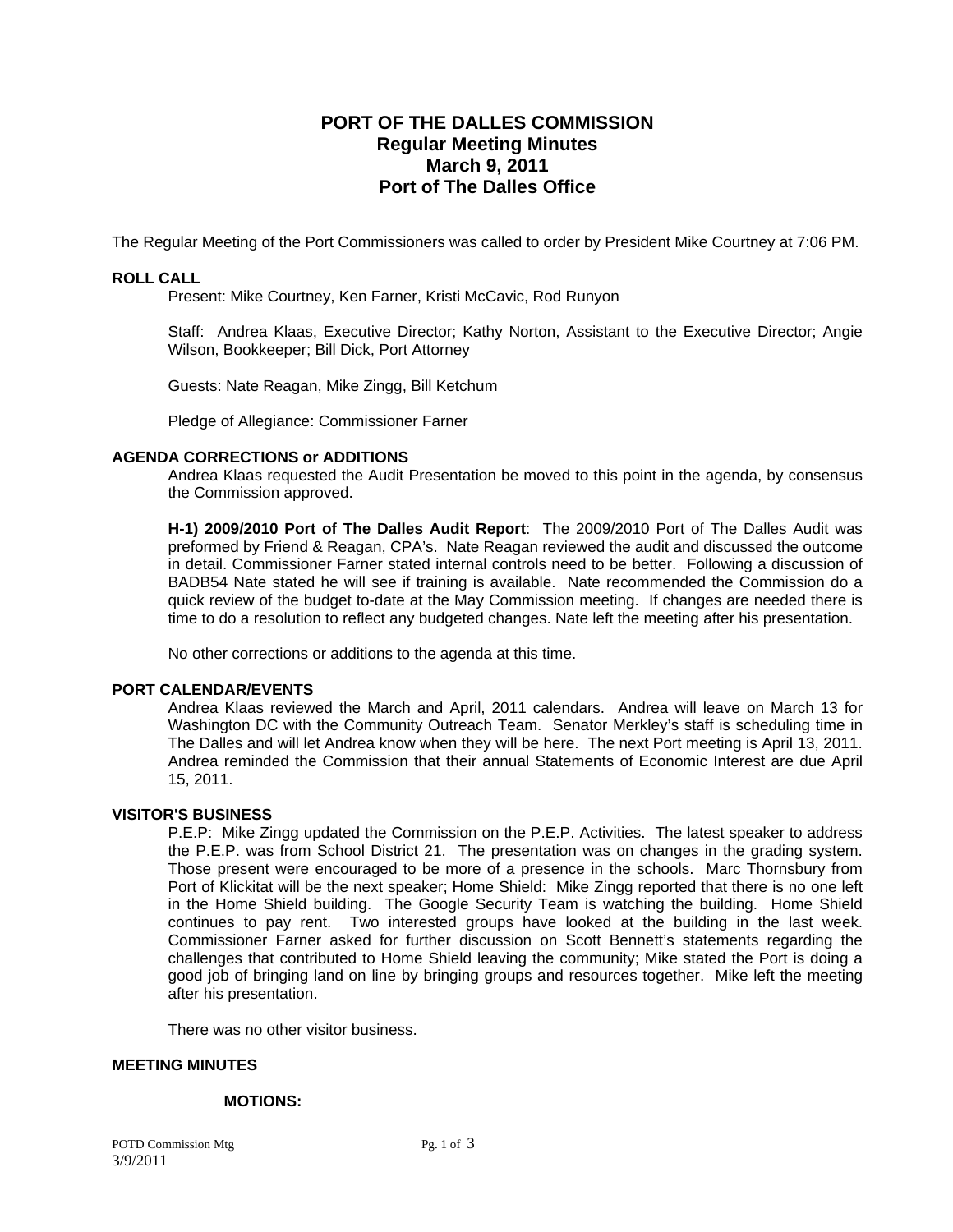# PORT OF THE DALLES COMMISSION
## Regular Meeting Minutes
## March 9, 2011
## Port of The Dalles Office

The Regular Meeting of the Port Commissioners was called to order by President Mike Courtney at 7:06 PM.

**ROLL CALL**

Present: Mike Courtney, Ken Farner, Kristi McCavic, Rod Runyon

Staff: Andrea Klaas, Executive Director; Kathy Norton, Assistant to the Executive Director; Angie Wilson, Bookkeeper; Bill Dick, Port Attorney

Guests: Nate Reagan, Mike Zingg, Bill Ketchum

Pledge of Allegiance: Commissioner Farner

**AGENDA CORRECTIONS or ADDITIONS**

Andrea Klaas requested the Audit Presentation be moved to this point in the agenda, by consensus the Commission approved.

**H-1) 2009/2010 Port of The Dalles Audit Report**: The 2009/2010 Port of The Dalles Audit was preformed by Friend & Reagan, CPA's. Nate Reagan reviewed the audit and discussed the outcome in detail. Commissioner Farner stated internal controls need to be better. Following a discussion of BADB54 Nate stated he will see if training is available. Nate recommended the Commission do a quick review of the budget to-date at the May Commission meeting. If changes are needed there is time to do a resolution to reflect any budgeted changes. Nate left the meeting after his presentation.

No other corrections or additions to the agenda at this time.

**PORT CALENDAR/EVENTS**

Andrea Klaas reviewed the March and April, 2011 calendars. Andrea will leave on March 13 for Washington DC with the Community Outreach Team. Senator Merkley's staff is scheduling time in The Dalles and will let Andrea know when they will be here. The next Port meeting is April 13, 2011. Andrea reminded the Commission that their annual Statements of Economic Interest are due April 15, 2011.

**VISITOR'S BUSINESS**

P.E.P: Mike Zingg updated the Commission on the P.E.P. Activities. The latest speaker to address the P.E.P. was from School District 21. The presentation was on changes in the grading system. Those present were encouraged to be more of a presence in the schools. Marc Thornsbury from Port of Klickitat will be the next speaker; Home Shield: Mike Zingg reported that there is no one left in the Home Shield building. The Google Security Team is watching the building. Home Shield continues to pay rent. Two interested groups have looked at the building in the last week. Commissioner Farner asked for further discussion on Scott Bennett's statements regarding the challenges that contributed to Home Shield leaving the community; Mike stated the Port is doing a good job of bringing land on line by bringing groups and resources together. Mike left the meeting after his presentation.

There was no other visitor business.

**MEETING MINUTES**

**MOTIONS:**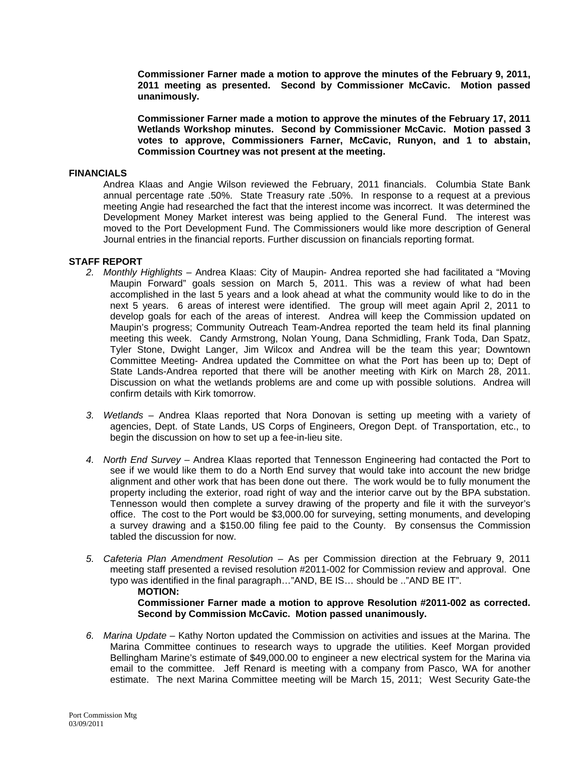**Commissioner Farner made a motion to approve the minutes of the February 9, 2011, 2011 meeting as presented. Second by Commissioner McCavic. Motion passed unanimously.**

**Commissioner Farner made a motion to approve the minutes of the February 17, 2011 Wetlands Workshop minutes. Second by Commissioner McCavic. Motion passed 3 votes to approve, Commissioners Farner, McCavic, Runyon, and 1 to abstain, Commission Courtney was not present at the meeting.**

## FINANCIALS

Andrea Klaas and Angie Wilson reviewed the February, 2011 financials. Columbia State Bank annual percentage rate .50%. State Treasury rate .50%. In response to a request at a previous meeting Angie had researched the fact that the interest income was incorrect. It was determined the Development Money Market interest was being applied to the General Fund. The interest was moved to the Port Development Fund. The Commissioners would like more description of General Journal entries in the financial reports. Further discussion on financials reporting format.

## STAFF REPORT

2. *Monthly Highlights* – Andrea Klaas: City of Maupin- Andrea reported she had facilitated a "Moving Maupin Forward" goals session on March 5, 2011. This was a review of what had been accomplished in the last 5 years and a look ahead at what the community would like to do in the next 5 years. 6 areas of interest were identified. The group will meet again April 2, 2011 to develop goals for each of the areas of interest. Andrea will keep the Commission updated on Maupin's progress; Community Outreach Team-Andrea reported the team held its final planning meeting this week. Candy Armstrong, Nolan Young, Dana Schmidling, Frank Toda, Dan Spatz, Tyler Stone, Dwight Langer, Jim Wilcox and Andrea will be the team this year; Downtown Committee Meeting- Andrea updated the Committee on what the Port has been up to; Dept of State Lands-Andrea reported that there will be another meeting with Kirk on March 28, 2011. Discussion on what the wetlands problems are and come up with possible solutions. Andrea will confirm details with Kirk tomorrow.

3. *Wetlands* – Andrea Klaas reported that Nora Donovan is setting up meeting with a variety of agencies, Dept. of State Lands, US Corps of Engineers, Oregon Dept. of Transportation, etc., to begin the discussion on how to set up a fee-in-lieu site.

4. *North End Survey* – Andrea Klaas reported that Tennesson Engineering had contacted the Port to see if we would like them to do a North End survey that would take into account the new bridge alignment and other work that has been done out there. The work would be to fully monument the property including the exterior, road right of way and the interior carve out by the BPA substation. Tennesson would then complete a survey drawing of the property and file it with the surveyor's office. The cost to the Port would be $3,000.00 for surveying, setting monuments, and developing a survey drawing and a $150.00 filing fee paid to the County. By consensus the Commission tabled the discussion for now.

5. *Cafeteria Plan Amendment Resolution* – As per Commission direction at the February 9, 2011 meeting staff presented a revised resolution #2011-002 for Commission review and approval. One typo was identified in the final paragraph…"AND, BE IS… should be .."AND BE IT".

   **MOTION:**

   **Commissioner Farner made a motion to approve Resolution #2011-002 as corrected. Second by Commission McCavic. Motion passed unanimously.**

6. *Marina Update* – Kathy Norton updated the Commission on activities and issues at the Marina. The Marina Committee continues to research ways to upgrade the utilities. Keef Morgan provided Bellingham Marine's estimate of $49,000.00 to engineer a new electrical system for the Marina via email to the committee. Jeff Renard is meeting with a company from Pasco, WA for another estimate. The next Marina Committee meeting will be March 15, 2011; West Security Gate-the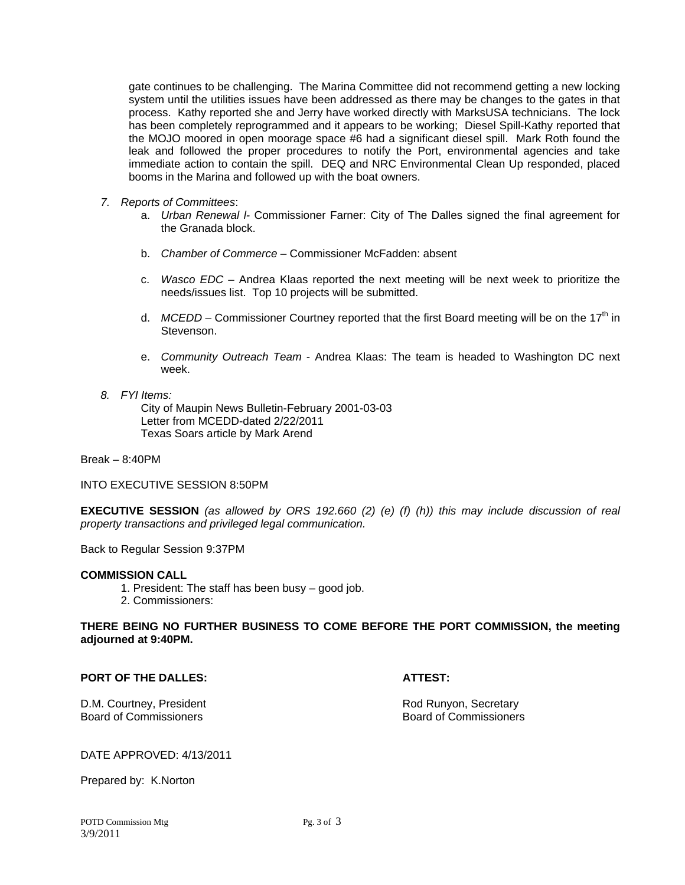gate continues to be challenging. The Marina Committee did not recommend getting a new locking system until the utilities issues have been addressed as there may be changes to the gates in that process. Kathy reported she and Jerry have worked directly with MarksUSA technicians. The lock has been completely reprogrammed and it appears to be working; Diesel Spill-Kathy reported that the MOJO moored in open moorage space #6 had a significant diesel spill. Mark Roth found the leak and followed the proper procedures to notify the Port, environmental agencies and take immediate action to contain the spill. DEQ and NRC Environmental Clean Up responded, placed booms in the Marina and followed up with the boat owners.

7. *Reports of Committees*:
   a. *Urban Renewal l-* Commissioner Farner: City of The Dalles signed the final agreement for the Granada block.

   b. *Chamber of Commerce* – Commissioner McFadden: absent

   c. *Wasco EDC* – Andrea Klaas reported the next meeting will be next week to prioritize the needs/issues list. Top 10 projects will be submitted.

   d. *MCEDD* – Commissioner Courtney reported that the first Board meeting will be on the 17th in Stevenson.

   e. *Community Outreach Team* - Andrea Klaas: The team is headed to Washington DC next week.

8. *FYI Items:*
   City of Maupin News Bulletin-February 2001-03-03
   Letter from MCEDD-dated 2/22/2011
   Texas Soars article by Mark Arend

Break – 8:40PM

INTO EXECUTIVE SESSION 8:50PM

**EXECUTIVE SESSION** *(as allowed by ORS 192.660 (2) (e) (f) (h)) this may include discussion of real property transactions and privileged legal communication.*

Back to Regular Session 9:37PM

**COMMISSION CALL**

1. President: The staff has been busy – good job.
2. Commissioners:

**THERE BEING NO FURTHER BUSINESS TO COME BEFORE THE PORT COMMISSION, the meeting adjourned at 9:40PM.**

**PORT OF THE DALLES:**

D.M. Courtney, President
Board of Commissioners

**ATTEST:**

Rod Runyon, Secretary
Board of Commissioners

DATE APPROVED: 4/13/2011

Prepared by: K.Norton